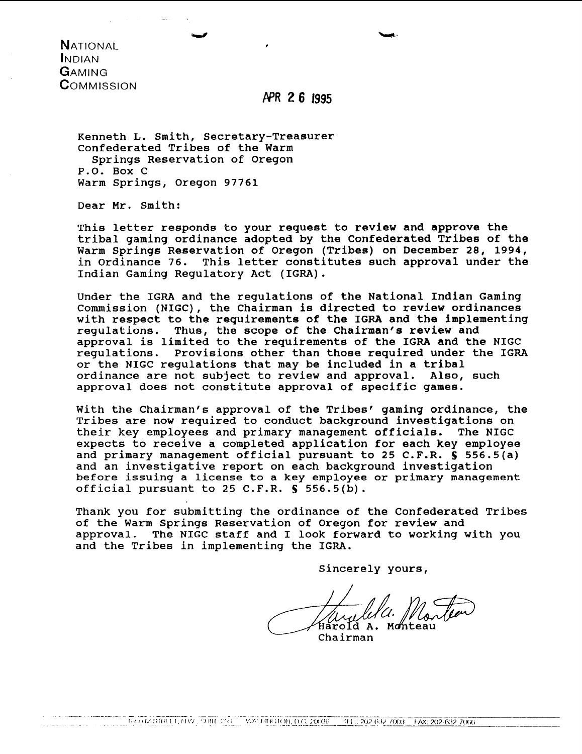NATIONAL
INDIAN
GAMING
COMMISSION

APR 26 1995

Kenneth L. Smith, Secretary-Treasurer
Confederated Tribes of the Warm
Springs Reservation of Oregon
P.O. Box C
Warm Springs, Oregon 97761

Dear Mr. Smith:

This letter responds to your request to review and approve the tribal gaming ordinance adopted by the Confederated Tribes of the Warm Springs Reservation of Oregon (Tribes) on December 28, 1994, in Ordinance 76. This letter constitutes such approval under the Indian Gaming Regulatory Act (IGRA).

Under the IGRA and the regulations of the National Indian Gaming Commission (NIGC), the Chairman is directed to review ordinances with respect to the requirements of the IGRA and the implementing regulations. Thus, the scope of the Chairman's review and approval is limited to the requirements of the IGRA and the NIGC regulations. Provisions other than those required under the IGRA or the NIGC regulations that may be included in a tribal ordinance are not subject to review and approval. Also, such approval does not constitute approval of specific games.

With the Chairman's approval of the Tribes' gaming ordinance, the Tribes are now required to conduct background investigations on their key employees and primary management officials. The NIGC expects to receive a completed application for each key employee and primary management official pursuant to 25 C.F.R. § 556.5(a) and an investigative report on each background investigation before issuing a license to a key employee or primary management official pursuant to 25 C.F.R. § 556.5(b).

Thank you for submitting the ordinance of the Confederated Tribes of the Warm Springs Reservation of Oregon for review and approval. The NIGC staff and I look forward to working with you and the Tribes in implementing the IGRA.

Sincerely yours,

Harold A. Monteau
Chairman

850 M STREET, NW, SUITE 250 WASHINGTON, D.C. 20036 TEL: 202 632 7003 FAX: 202 632 7066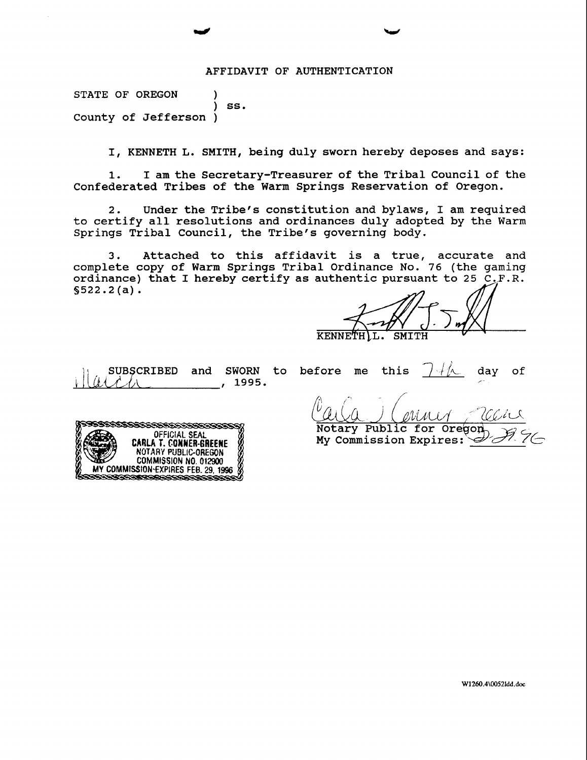# AFFIDAVIT OF AUTHENTICATION

STATE OF OREGON )
) ss.
County of Jefferson )

I, KENNETH L. SMITH, being duly sworn hereby deposes and says:

1. I am the Secretary-Treasurer of the Tribal Council of the Confederated Tribes of the Warm Springs Reservation of Oregon.

2. Under the Tribe's constitution and bylaws, I am required to certify all resolutions and ordinances duly adopted by the Warm Springs Tribal Council, the Tribe's governing body.

3. Attached to this affidavit is a true, accurate and complete copy of Warm Springs Tribal Ordinance No. 76 (the gaming ordinance) that I hereby certify as authentic pursuant to 25 C.F.R. §522.2(a).

KENNETH L. SMITH

SUBSCRIBED and SWORN to before me this 7th day of March, 1995.

Notary Public for Oregon
My Commission Expires: 2-29-96

OFFICIAL SEAL
CARLA T. CONNER-GREENE
NOTARY PUBLIC-OREGON
COMMISSION NO. 012900
MY COMMISSION EXPIRES FEB. 29, 1996

W1260.4\0052ldd.doc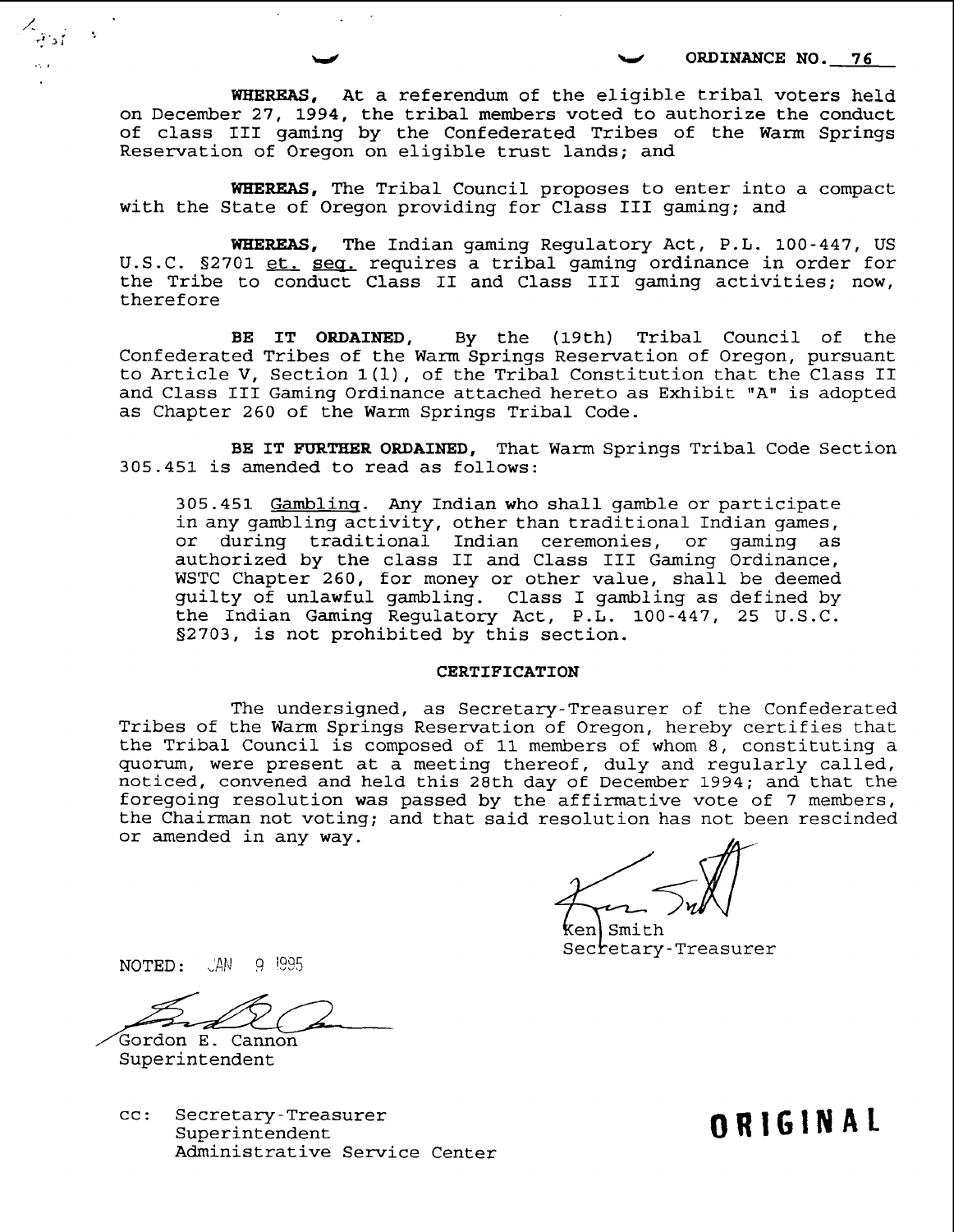ORDINANCE NO. 76

**WHEREAS,** At a referendum of the eligible tribal voters held on December 27, 1994, the tribal members voted to authorize the conduct of class III gaming by the Confederated Tribes of the Warm Springs Reservation of Oregon on eligible trust lands; and

**WHEREAS,** The Tribal Council proposes to enter into a compact with the State of Oregon providing for Class III gaming; and

**WHEREAS,** The Indian gaming Regulatory Act, P.L. 100-447, US U.S.C. §2701 et. seq. requires a tribal gaming ordinance in order for the Tribe to conduct Class II and Class III gaming activities; now, therefore

**BE IT ORDAINED,** By the (19th) Tribal Council of the Confederated Tribes of the Warm Springs Reservation of Oregon, pursuant to Article V, Section 1(l), of the Tribal Constitution that the Class II and Class III Gaming Ordinance attached hereto as Exhibit "A" is adopted as Chapter 260 of the Warm Springs Tribal Code.

**BE IT FURTHER ORDAINED,** That Warm Springs Tribal Code Section 305.451 is amended to read as follows:

> 305.451 Gambling. Any Indian who shall gamble or participate in any gambling activity, other than traditional Indian games, or during traditional Indian ceremonies, or gaming as authorized by the class II and Class III Gaming Ordinance, WSTC Chapter 260, for money or other value, shall be deemed guilty of unlawful gambling. Class I gambling as defined by the Indian Gaming Regulatory Act, P.L. 100-447, 25 U.S.C. §2703, is not prohibited by this section.

**CERTIFICATION**

The undersigned, as Secretary-Treasurer of the Confederated Tribes of the Warm Springs Reservation of Oregon, hereby certifies that the Tribal Council is composed of 11 members of whom 8, constituting a quorum, were present at a meeting thereof, duly and regularly called, noticed, convened and held this 28th day of December 1994; and that the foregoing resolution was passed by the affirmative vote of 7 members, the Chairman not voting; and that said resolution has not been rescinded or amended in any way.

Ken Smith
Secretary-Treasurer

NOTED: JAN 9 1995

Gordon E. Cannon
Superintendent

cc: Secretary-Treasurer
Superintendent
Administrative Service Center

**ORIGINAL**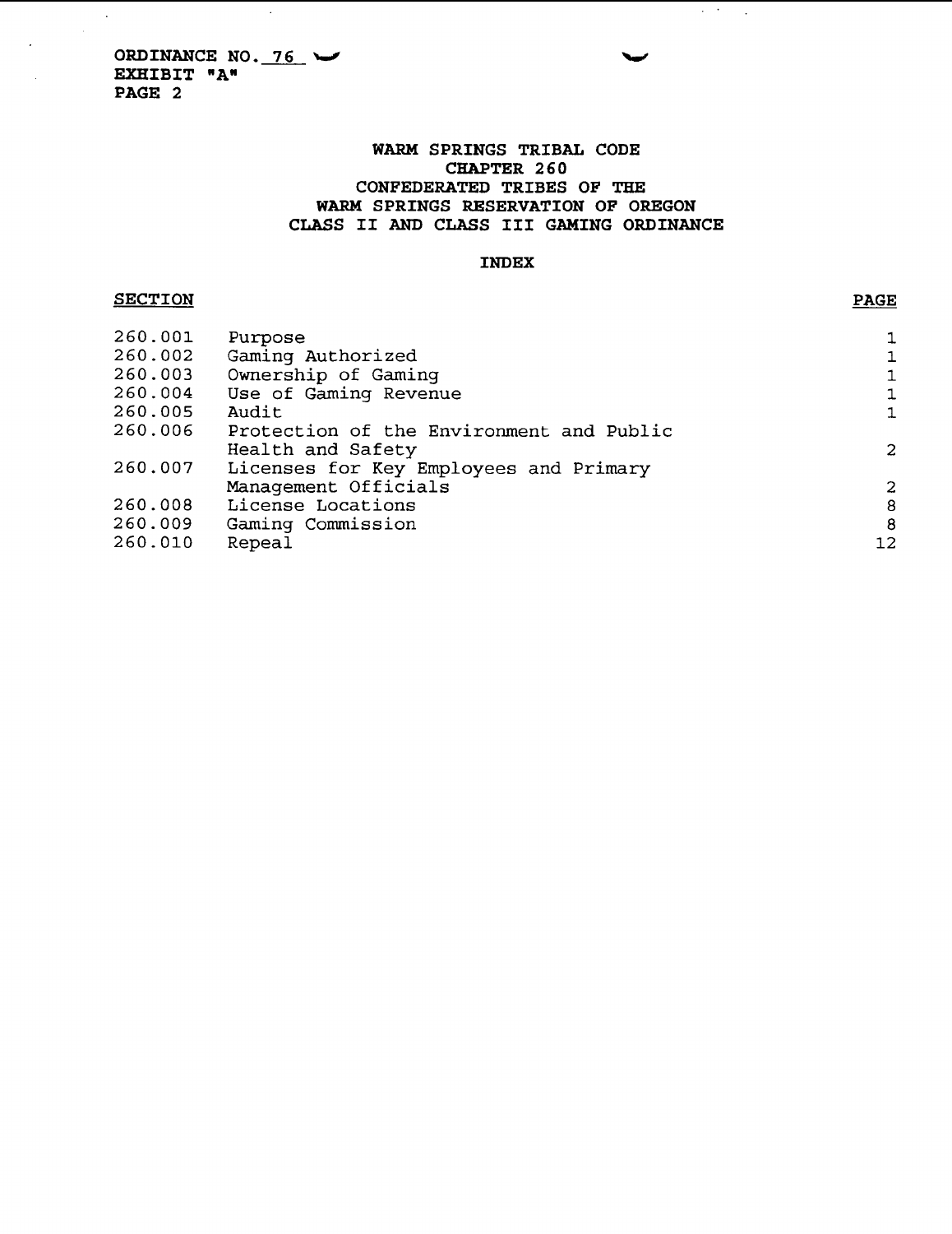ORDINANCE NO. 76
EXHIBIT "A"
PAGE 2

# WARM SPRINGS TRIBAL CODE
## CHAPTER 260
## CONFEDERATED TRIBES OF THE WARM SPRINGS RESERVATION OF OREGON
## CLASS II AND CLASS III GAMING ORDINANCE

### INDEX

| SECTION | | PAGE |
|---|---|---|
| 260.001 | Purpose | 1 |
| 260.002 | Gaming Authorized | 1 |
| 260.003 | Ownership of Gaming | 1 |
| 260.004 | Use of Gaming Revenue | 1 |
| 260.005 | Audit | 1 |
| 260.006 | Protection of the Environment and Public Health and Safety | 2 |
| 260.007 | Licenses for Key Employees and Primary Management Officials | 2 |
| 260.008 | License Locations | 8 |
| 260.009 | Gaming Commission | 8 |
| 260.010 | Repeal | 12 |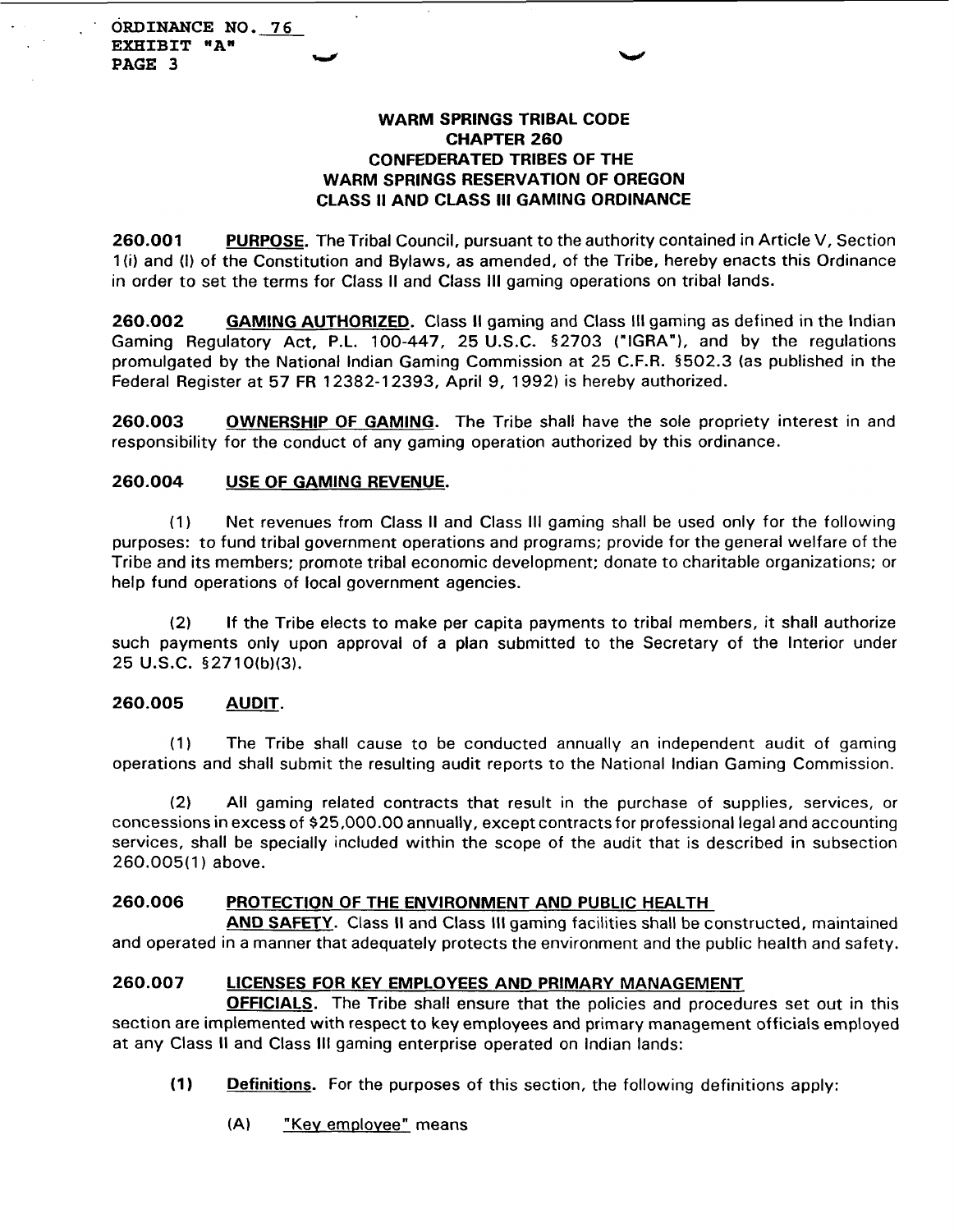ORDINANCE NO. 76
EXHIBIT "A"
PAGE 3

# WARM SPRINGS TRIBAL CODE
# CHAPTER 260
# CONFEDERATED TRIBES OF THE WARM SPRINGS RESERVATION OF OREGON
# CLASS II AND CLASS III GAMING ORDINANCE

**260.001** **PURPOSE.** The Tribal Council, pursuant to the authority contained in Article V, Section 1(i) and (l) of the Constitution and Bylaws, as amended, of the Tribe, hereby enacts this Ordinance in order to set the terms for Class II and Class III gaming operations on tribal lands.

**260.002** **GAMING AUTHORIZED.** Class II gaming and Class III gaming as defined in the Indian Gaming Regulatory Act, P.L. 100-447, 25 U.S.C. §2703 ("IGRA"), and by the regulations promulgated by the National Indian Gaming Commission at 25 C.F.R. §502.3 (as published in the Federal Register at 57 FR 12382-12393, April 9, 1992) is hereby authorized.

**260.003** **OWNERSHIP OF GAMING.** The Tribe shall have the sole propriety interest in and responsibility for the conduct of any gaming operation authorized by this ordinance.

**260.004** **USE OF GAMING REVENUE.**

(1) Net revenues from Class II and Class III gaming shall be used only for the following purposes: to fund tribal government operations and programs; provide for the general welfare of the Tribe and its members; promote tribal economic development; donate to charitable organizations; or help fund operations of local government agencies.

(2) If the Tribe elects to make per capita payments to tribal members, it shall authorize such payments only upon approval of a plan submitted to the Secretary of the Interior under 25 U.S.C. §2710(b)(3).

**260.005** **AUDIT.**

(1) The Tribe shall cause to be conducted annually an independent audit of gaming operations and shall submit the resulting audit reports to the National Indian Gaming Commission.

(2) All gaming related contracts that result in the purchase of supplies, services, or concessions in excess of $25,000.00 annually, except contracts for professional legal and accounting services, shall be specially included within the scope of the audit that is described in subsection 260.005(1) above.

**260.006** **PROTECTION OF THE ENVIRONMENT AND PUBLIC HEALTH AND SAFETY.** Class II and Class III gaming facilities shall be constructed, maintained and operated in a manner that adequately protects the environment and the public health and safety.

**260.007** **LICENSES FOR KEY EMPLOYEES AND PRIMARY MANAGEMENT OFFICIALS.** The Tribe shall ensure that the policies and procedures set out in this section are implemented with respect to key employees and primary management officials employed at any Class II and Class III gaming enterprise operated on Indian lands:

**(1)** **Definitions.** For the purposes of this section, the following definitions apply:

(A) "Key employee" means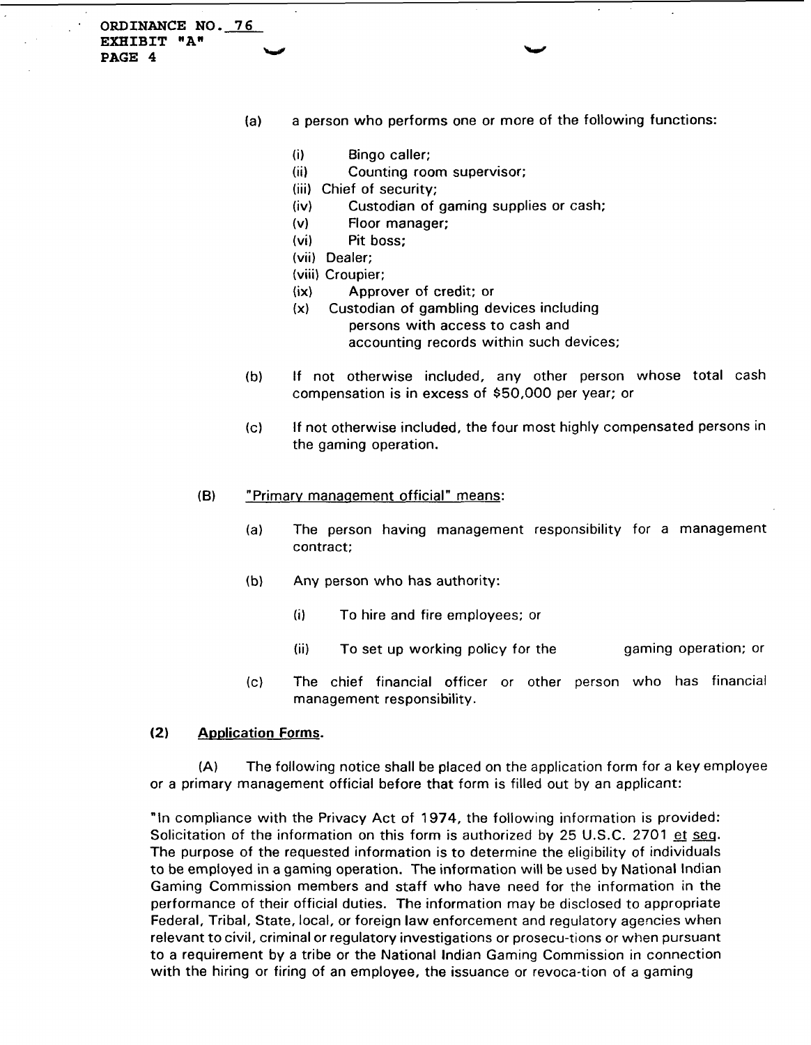(a) a person who performs one or more of the following functions:

(i) Bingo caller;
(ii) Counting room supervisor;
(iii) Chief of security;
(iv) Custodian of gaming supplies or cash;
(v) Floor manager;
(vi) Pit boss;
(vii) Dealer;
(viii) Croupier;
(ix) Approver of credit; or
(x) Custodian of gambling devices including persons with access to cash and accounting records within such devices;

(b) If not otherwise included, any other person whose total cash compensation is in excess of $50,000 per year; or

(c) If not otherwise included, the four most highly compensated persons in the gaming operation.

(B) <u>"Primary management official" means</u>:

(a) The person having management responsibility for a management contract;

(b) Any person who has authority:

(i) To hire and fire employees; or

(ii) To set up working policy for the gaming operation; or

(c) The chief financial officer or other person who has financial management responsibility.

**(2) <u>Application Forms</u>.**

(A) The following notice shall be placed on the application form for a key employee or a primary management official before that form is filled out by an applicant:

"In compliance with the Privacy Act of 1974, the following information is provided: Solicitation of the information on this form is authorized by 25 U.S.C. 2701 <u>et seq</u>. The purpose of the requested information is to determine the eligibility of individuals to be employed in a gaming operation. The information will be used by National Indian Gaming Commission members and staff who have need for the information in the performance of their official duties. The information may be disclosed to appropriate Federal, Tribal, State, local, or foreign law enforcement and regulatory agencies when relevant to civil, criminal or regulatory investigations or prosecu-tions or when pursuant to a requirement by a tribe or the National Indian Gaming Commission in connection with the hiring or firing of an employee, the issuance or revoca-tion of a gaming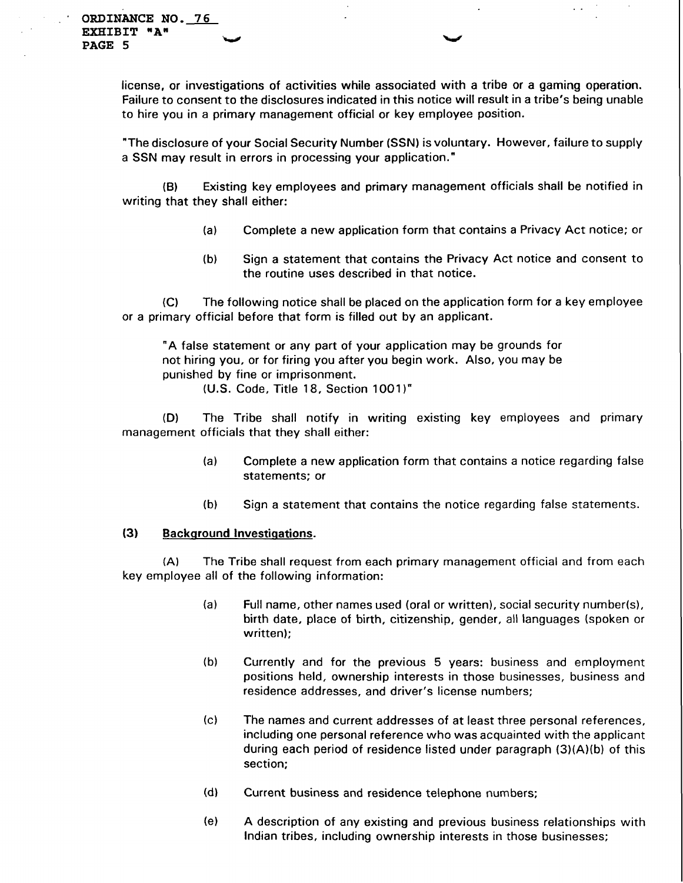license, or investigations of activities while associated with a tribe or a gaming operation. Failure to consent to the disclosures indicated in this notice will result in a tribe's being unable to hire you in a primary management official or key employee position.

"The disclosure of your Social Security Number (SSN) is voluntary. However, failure to supply a SSN may result in errors in processing your application."

(B) Existing key employees and primary management officials shall be notified in writing that they shall either:

(a) Complete a new application form that contains a Privacy Act notice; or

(b) Sign a statement that contains the Privacy Act notice and consent to the routine uses described in that notice.

(C) The following notice shall be placed on the application form for a key employee or a primary official before that form is filled out by an applicant.

"A false statement or any part of your application may be grounds for not hiring you, or for firing you after you begin work. Also, you may be punished by fine or imprisonment.
(U.S. Code, Title 18, Section 1001)"

(D) The Tribe shall notify in writing existing key employees and primary management officials that they shall either:

(a) Complete a new application form that contains a notice regarding false statements; or

(b) Sign a statement that contains the notice regarding false statements.

**(3) Background Investigations.**

(A) The Tribe shall request from each primary management official and from each key employee all of the following information:

(a) Full name, other names used (oral or written), social security number(s), birth date, place of birth, citizenship, gender, all languages (spoken or written);

(b) Currently and for the previous 5 years: business and employment positions held, ownership interests in those businesses, business and residence addresses, and driver's license numbers;

(c) The names and current addresses of at least three personal references, including one personal reference who was acquainted with the applicant during each period of residence listed under paragraph (3)(A)(b) of this section;

(d) Current business and residence telephone numbers;

(e) A description of any existing and previous business relationships with Indian tribes, including ownership interests in those businesses;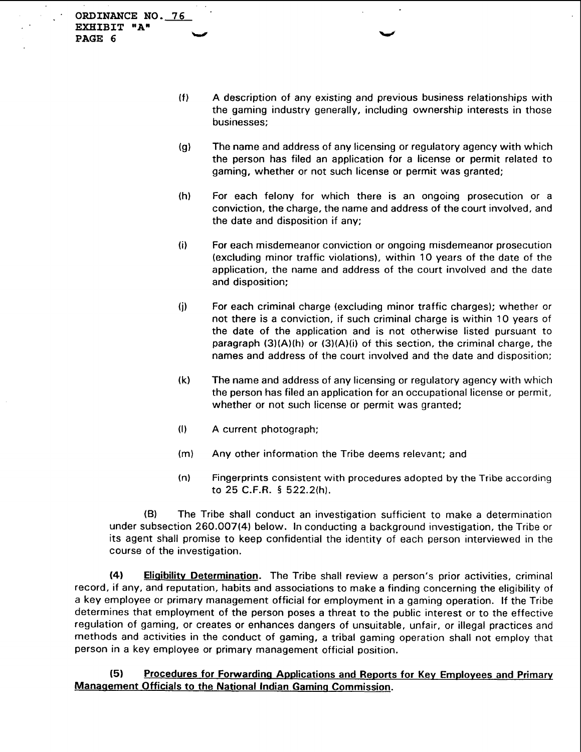(f) A description of any existing and previous business relationships with the gaming industry generally, including ownership interests in those businesses;

(g) The name and address of any licensing or regulatory agency with which the person has filed an application for a license or permit related to gaming, whether or not such license or permit was granted;

(h) For each felony for which there is an ongoing prosecution or a conviction, the charge, the name and address of the court involved, and the date and disposition if any;

(i) For each misdemeanor conviction or ongoing misdemeanor prosecution (excluding minor traffic violations), within 10 years of the date of the application, the name and address of the court involved and the date and disposition;

(j) For each criminal charge (excluding minor traffic charges); whether or not there is a conviction, if such criminal charge is within 10 years of the date of the application and is not otherwise listed pursuant to paragraph (3)(A)(h) or (3)(A)(i) of this section, the criminal charge, the names and address of the court involved and the date and disposition;

(k) The name and address of any licensing or regulatory agency with which the person has filed an application for an occupational license or permit, whether or not such license or permit was granted;

(l) A current photograph;

(m) Any other information the Tribe deems relevant; and

(n) Fingerprints consistent with procedures adopted by the Tribe according to 25 C.F.R. § 522.2(h).

(B) The Tribe shall conduct an investigation sufficient to make a determination under subsection 260.007(4) below. In conducting a background investigation, the Tribe or its agent shall promise to keep confidential the identity of each person interviewed in the course of the investigation.

**(4) Eligibility Determination**. The Tribe shall review a person's prior activities, criminal record, if any, and reputation, habits and associations to make a finding concerning the eligibility of a key employee or primary management official for employment in a gaming operation. If the Tribe determines that employment of the person poses a threat to the public interest or to the effective regulation of gaming, or creates or enhances dangers of unsuitable, unfair, or illegal practices and methods and activities in the conduct of gaming, a tribal gaming operation shall not employ that person in a key employee or primary management official position.

**(5) Procedures for Forwarding Applications and Reports for Key Employees and Primary Management Officials to the National Indian Gaming Commission**.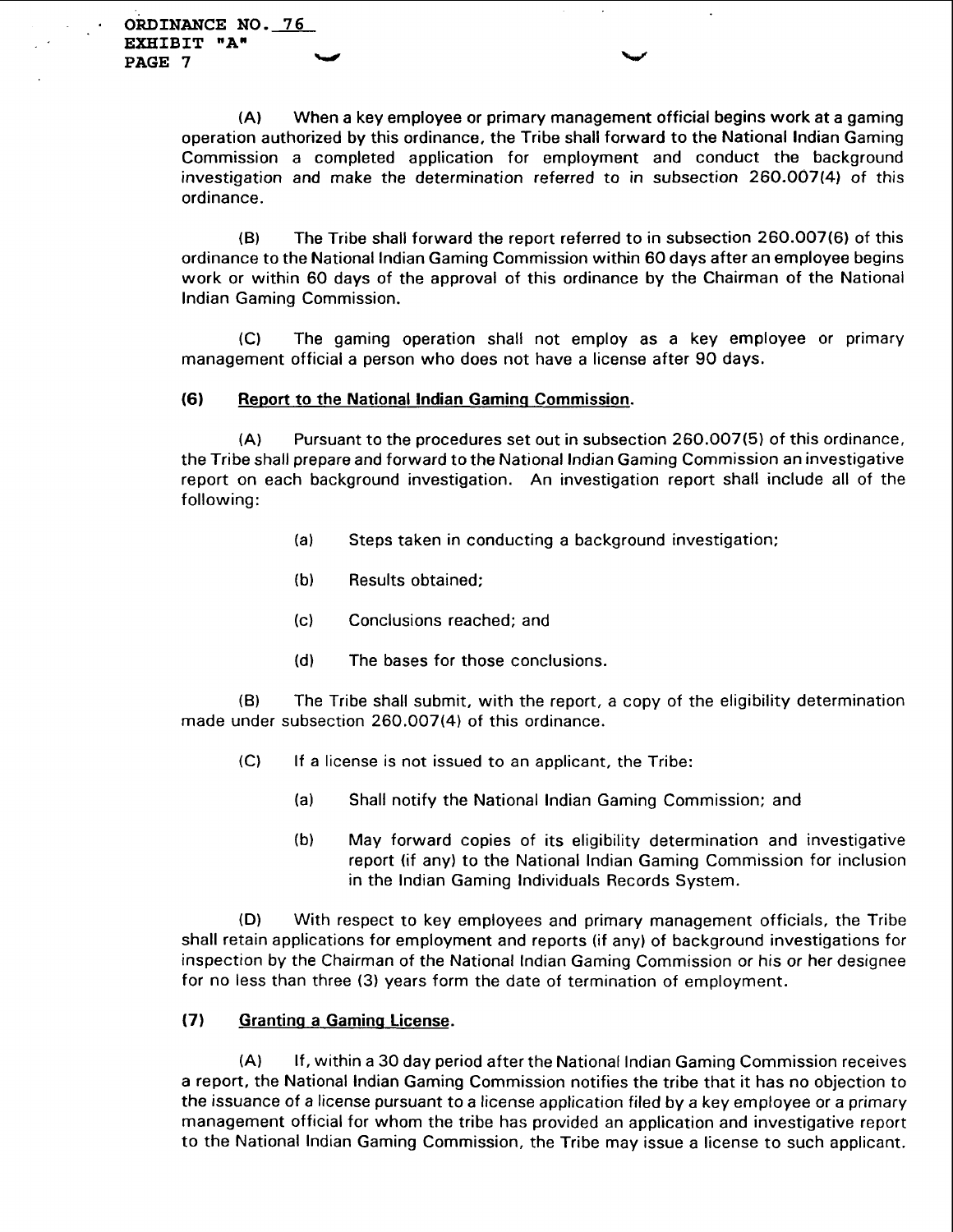(A) When a key employee or primary management official begins work at a gaming operation authorized by this ordinance, the Tribe shall forward to the National Indian Gaming Commission a completed application for employment and conduct the background investigation and make the determination referred to in subsection 260.007(4) of this ordinance.

(B) The Tribe shall forward the report referred to in subsection 260.007(6) of this ordinance to the National Indian Gaming Commission within 60 days after an employee begins work or within 60 days of the approval of this ordinance by the Chairman of the National Indian Gaming Commission.

(C) The gaming operation shall not employ as a key employee or primary management official a person who does not have a license after 90 days.

**(6) Report to the National Indian Gaming Commission.**

(A) Pursuant to the procedures set out in subsection 260.007(5) of this ordinance, the Tribe shall prepare and forward to the National Indian Gaming Commission an investigative report on each background investigation. An investigation report shall include all of the following:

- (a) Steps taken in conducting a background investigation;
- (b) Results obtained;
- (c) Conclusions reached; and
- (d) The bases for those conclusions.

(B) The Tribe shall submit, with the report, a copy of the eligibility determination made under subsection 260.007(4) of this ordinance.

(C) If a license is not issued to an applicant, the Tribe:

- (a) Shall notify the National Indian Gaming Commission; and
- (b) May forward copies of its eligibility determination and investigative report (if any) to the National Indian Gaming Commission for inclusion in the Indian Gaming Individuals Records System.

(D) With respect to key employees and primary management officials, the Tribe shall retain applications for employment and reports (if any) of background investigations for inspection by the Chairman of the National Indian Gaming Commission or his or her designee for no less than three (3) years form the date of termination of employment.

**(7) Granting a Gaming License.**

(A) If, within a 30 day period after the National Indian Gaming Commission receives a report, the National Indian Gaming Commission notifies the tribe that it has no objection to the issuance of a license pursuant to a license application filed by a key employee or a primary management official for whom the tribe has provided an application and investigative report to the National Indian Gaming Commission, the Tribe may issue a license to such applicant.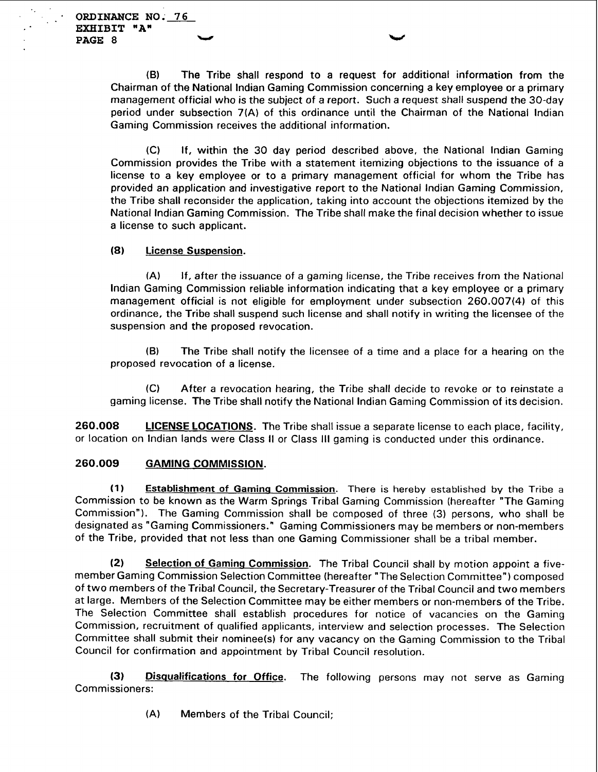(B) The Tribe shall respond to a request for additional information from the Chairman of the National Indian Gaming Commission concerning a key employee or a primary management official who is the subject of a report. Such a request shall suspend the 30-day period under subsection 7(A) of this ordinance until the Chairman of the National Indian Gaming Commission receives the additional information.

(C) If, within the 30 day period described above, the National Indian Gaming Commission provides the Tribe with a statement itemizing objections to the issuance of a license to a key employee or to a primary management official for whom the Tribe has provided an application and investigative report to the National Indian Gaming Commission, the Tribe shall reconsider the application, taking into account the objections itemized by the National Indian Gaming Commission. The Tribe shall make the final decision whether to issue a license to such applicant.

**(8) License Suspension.**

(A) If, after the issuance of a gaming license, the Tribe receives from the National Indian Gaming Commission reliable information indicating that a key employee or a primary management official is not eligible for employment under subsection 260.007(4) of this ordinance, the Tribe shall suspend such license and shall notify in writing the licensee of the suspension and the proposed revocation.

(B) The Tribe shall notify the licensee of a time and a place for a hearing on the proposed revocation of a license.

(C) After a revocation hearing, the Tribe shall decide to revoke or to reinstate a gaming license. The Tribe shall notify the National Indian Gaming Commission of its decision.

**260.008 LICENSE LOCATIONS.** The Tribe shall issue a separate license to each place, facility, or location on Indian lands were Class II or Class III gaming is conducted under this ordinance.

**260.009 GAMING COMMISSION.**

**(1) Establishment of Gaming Commission.** There is hereby established by the Tribe a Commission to be known as the Warm Springs Tribal Gaming Commission (hereafter "The Gaming Commission"). The Gaming Commission shall be composed of three (3) persons, who shall be designated as "Gaming Commissioners." Gaming Commissioners may be members or non-members of the Tribe, provided that not less than one Gaming Commissioner shall be a tribal member.

**(2) Selection of Gaming Commission.** The Tribal Council shall by motion appoint a five-member Gaming Commission Selection Committee (hereafter "The Selection Committee") composed of two members of the Tribal Council, the Secretary-Treasurer of the Tribal Council and two members at large. Members of the Selection Committee may be either members or non-members of the Tribe. The Selection Committee shall establish procedures for notice of vacancies on the Gaming Commission, recruitment of qualified applicants, interview and selection processes. The Selection Committee shall submit their nominee(s) for any vacancy on the Gaming Commission to the Tribal Council for confirmation and appointment by Tribal Council resolution.

**(3) Disqualifications for Office.** The following persons may not serve as Gaming Commissioners:

(A) Members of the Tribal Council;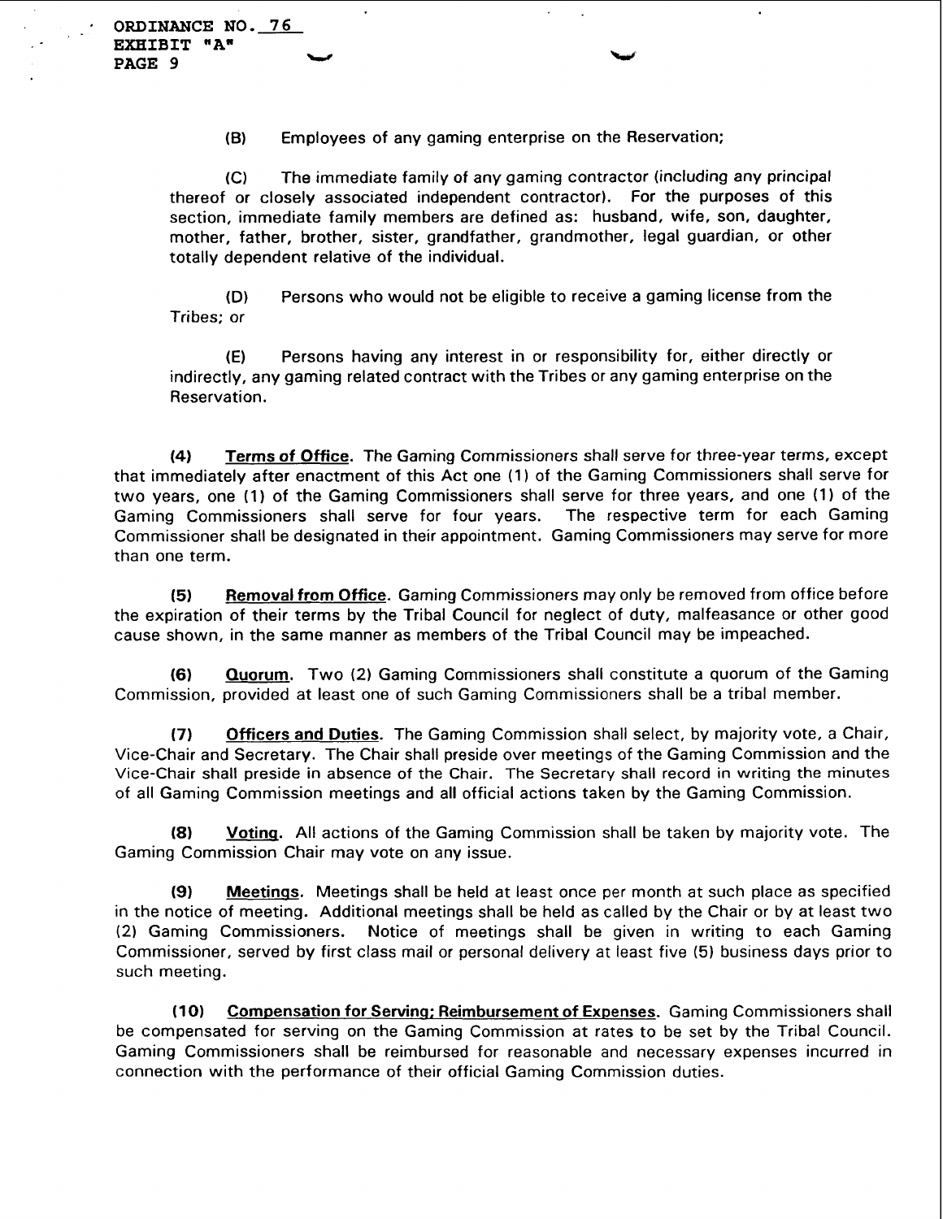(B) Employees of any gaming enterprise on the Reservation;

(C) The immediate family of any gaming contractor (including any principal thereof or closely associated independent contractor). For the purposes of this section, immediate family members are defined as: husband, wife, son, daughter, mother, father, brother, sister, grandfather, grandmother, legal guardian, or other totally dependent relative of the individual.

(D) Persons who would not be eligible to receive a gaming license from the Tribes; or

(E) Persons having any interest in or responsibility for, either directly or indirectly, any gaming related contract with the Tribes or any gaming enterprise on the Reservation.

(4) **Terms of Office**. The Gaming Commissioners shall serve for three-year terms, except that immediately after enactment of this Act one (1) of the Gaming Commissioners shall serve for two years, one (1) of the Gaming Commissioners shall serve for three years, and one (1) of the Gaming Commissioners shall serve for four years. The respective term for each Gaming Commissioner shall be designated in their appointment. Gaming Commissioners may serve for more than one term.

(5) **Removal from Office**. Gaming Commissioners may only be removed from office before the expiration of their terms by the Tribal Council for neglect of duty, malfeasance or other good cause shown, in the same manner as members of the Tribal Council may be impeached.

(6) **Quorum**. Two (2) Gaming Commissioners shall constitute a quorum of the Gaming Commission, provided at least one of such Gaming Commissioners shall be a tribal member.

(7) **Officers and Duties**. The Gaming Commission shall select, by majority vote, a Chair, Vice-Chair and Secretary. The Chair shall preside over meetings of the Gaming Commission and the Vice-Chair shall preside in absence of the Chair. The Secretary shall record in writing the minutes of all Gaming Commission meetings and all official actions taken by the Gaming Commission.

(8) **Voting**. All actions of the Gaming Commission shall be taken by majority vote. The Gaming Commission Chair may vote on any issue.

(9) **Meetings**. Meetings shall be held at least once per month at such place as specified in the notice of meeting. Additional meetings shall be held as called by the Chair or by at least two (2) Gaming Commissioners. Notice of meetings shall be given in writing to each Gaming Commissioner, served by first class mail or personal delivery at least five (5) business days prior to such meeting.

(10) **Compensation for Serving; Reimbursement of Expenses**. Gaming Commissioners shall be compensated for serving on the Gaming Commission at rates to be set by the Tribal Council. Gaming Commissioners shall be reimbursed for reasonable and necessary expenses incurred in connection with the performance of their official Gaming Commission duties.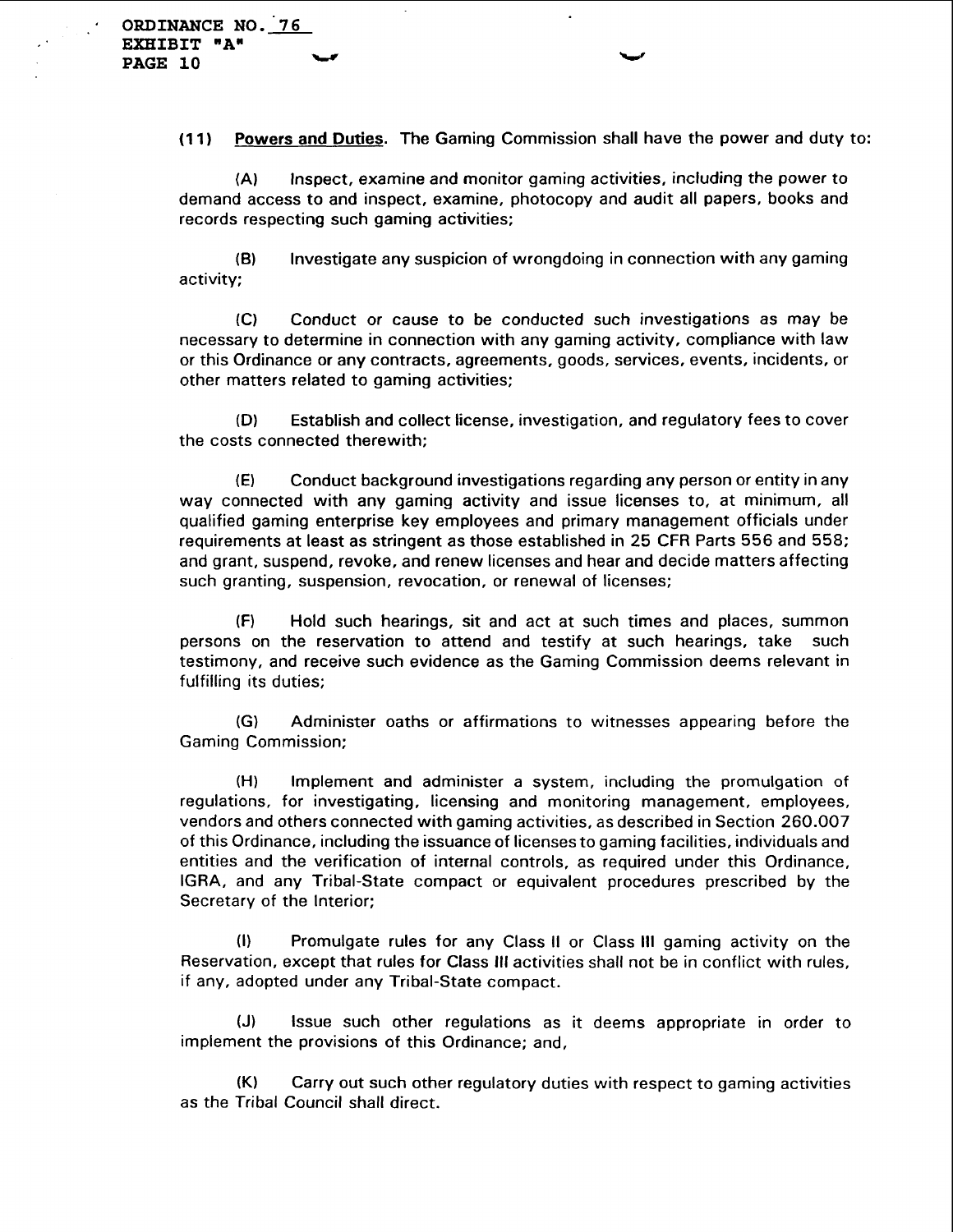**(11) Powers and Duties**. The Gaming Commission shall have the power and duty to:

(A) Inspect, examine and monitor gaming activities, including the power to demand access to and inspect, examine, photocopy and audit all papers, books and records respecting such gaming activities;

(B) Investigate any suspicion of wrongdoing in connection with any gaming activity;

(C) Conduct or cause to be conducted such investigations as may be necessary to determine in connection with any gaming activity, compliance with law or this Ordinance or any contracts, agreements, goods, services, events, incidents, or other matters related to gaming activities;

(D) Establish and collect license, investigation, and regulatory fees to cover the costs connected therewith;

(E) Conduct background investigations regarding any person or entity in any way connected with any gaming activity and issue licenses to, at minimum, all qualified gaming enterprise key employees and primary management officials under requirements at least as stringent as those established in 25 CFR Parts 556 and 558; and grant, suspend, revoke, and renew licenses and hear and decide matters affecting such granting, suspension, revocation, or renewal of licenses;

(F) Hold such hearings, sit and act at such times and places, summon persons on the reservation to attend and testify at such hearings, take such testimony, and receive such evidence as the Gaming Commission deems relevant in fulfilling its duties;

(G) Administer oaths or affirmations to witnesses appearing before the Gaming Commission;

(H) Implement and administer a system, including the promulgation of regulations, for investigating, licensing and monitoring management, employees, vendors and others connected with gaming activities, as described in Section 260.007 of this Ordinance, including the issuance of licenses to gaming facilities, individuals and entities and the verification of internal controls, as required under this Ordinance, IGRA, and any Tribal-State compact or equivalent procedures prescribed by the Secretary of the Interior;

(I) Promulgate rules for any Class II or Class III gaming activity on the Reservation, except that rules for Class III activities shall not be in conflict with rules, if any, adopted under any Tribal-State compact.

(J) Issue such other regulations as it deems appropriate in order to implement the provisions of this Ordinance; and,

(K) Carry out such other regulatory duties with respect to gaming activities as the Tribal Council shall direct.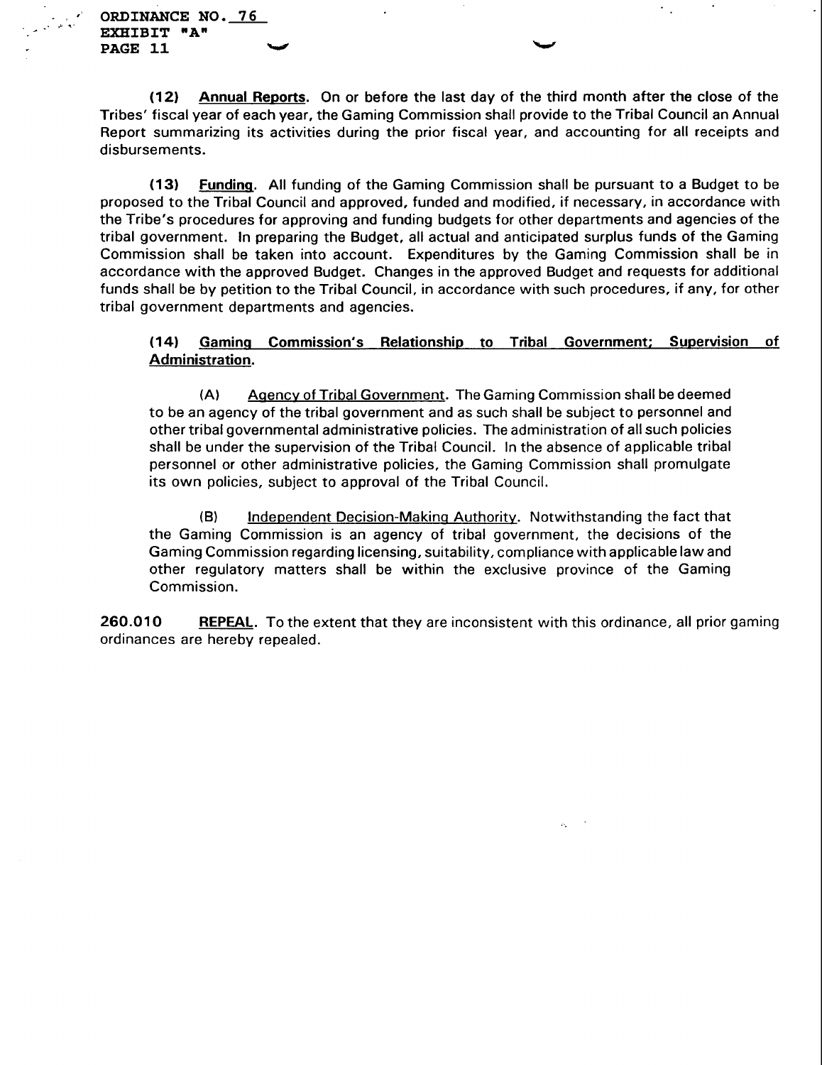**(12) Annual Reports**. On or before the last day of the third month after the close of the Tribes' fiscal year of each year, the Gaming Commission shall provide to the Tribal Council an Annual Report summarizing its activities during the prior fiscal year, and accounting for all receipts and disbursements.

**(13) Funding**. All funding of the Gaming Commission shall be pursuant to a Budget to be proposed to the Tribal Council and approved, funded and modified, if necessary, in accordance with the Tribe's procedures for approving and funding budgets for other departments and agencies of the tribal government. In preparing the Budget, all actual and anticipated surplus funds of the Gaming Commission shall be taken into account. Expenditures by the Gaming Commission shall be in accordance with the approved Budget. Changes in the approved Budget and requests for additional funds shall be by petition to the Tribal Council, in accordance with such procedures, if any, for other tribal government departments and agencies.

**(14) Gaming Commission's Relationship to Tribal Government; Supervision of Administration.**

(A) Agency of Tribal Government. The Gaming Commission shall be deemed to be an agency of the tribal government and as such shall be subject to personnel and other tribal governmental administrative policies. The administration of all such policies shall be under the supervision of the Tribal Council. In the absence of applicable tribal personnel or other administrative policies, the Gaming Commission shall promulgate its own policies, subject to approval of the Tribal Council.

(B) Independent Decision-Making Authority. Notwithstanding the fact that the Gaming Commission is an agency of tribal government, the decisions of the Gaming Commission regarding licensing, suitability, compliance with applicable law and other regulatory matters shall be within the exclusive province of the Gaming Commission.

**260.010 REPEAL**. To the extent that they are inconsistent with this ordinance, all prior gaming ordinances are hereby repealed.